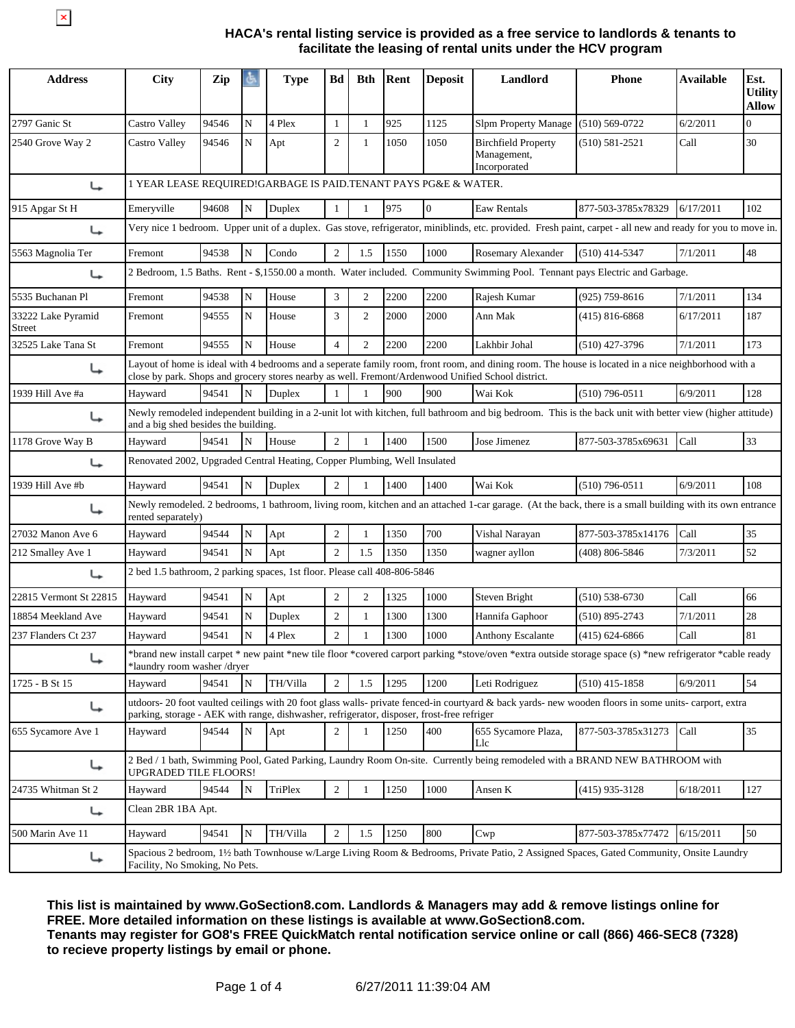**HACA's rental listing service is provided as a free service to landlords & tenants to facilitate the leasing of rental units under the HCV program**

| Address | City | Zip | ♿ | Type | Bd | Bth | Rent | Deposit | Landlord | Phone | Available | Est. Utility Allow |
|---|---|---|---|---|---|---|---|---|---|---|---|---|
| 2797 Ganic St | Castro Valley | 94546 | N | 4 Plex | 1 | 1 | 925 | 1125 | Slpm Property Manage | (510) 569-0722 | 6/2/2011 | 0 |
| 2540 Grove Way 2 | Castro Valley | 94546 | N | Apt | 2 | 1 | 1050 | 1050 | Birchfield Property Management, Incorporated | (510) 581-2521 | Call | 30 |
| ↳ | 1 YEAR LEASE REQUIRED!GARBAGE IS PAID.TENANT PAYS PG&E & WATER. | | | | | | | | | | | |
| 915 Apgar St H | Emeryville | 94608 | N | Duplex | 1 | 1 | 975 | 0 | Eaw Rentals | 877-503-3785x78329 | 6/17/2011 | 102 |
| ↳ | Very nice 1 bedroom. Upper unit of a duplex. Gas stove, refrigerator, miniblinds, etc. provided. Fresh paint, carpet - all new and ready for you to move in. | | | | | | | | | | | |
| 5563 Magnolia Ter | Fremont | 94538 | N | Condo | 2 | 1.5 | 1550 | 1000 | Rosemary Alexander | (510) 414-5347 | 7/1/2011 | 48 |
| ↳ | 2 Bedroom, 1.5 Baths. Rent - $,1550.00 a month. Water included. Community Swimming Pool. Tennant pays Electric and Garbage. | | | | | | | | | | | |
| 5535 Buchanan Pl | Fremont | 94538 | N | House | 3 | 2 | 2200 | 2200 | Rajesh Kumar | (925) 759-8616 | 7/1/2011 | 134 |
| 33222 Lake Pyramid Street | Fremont | 94555 | N | House | 3 | 2 | 2000 | 2000 | Ann Mak | (415) 816-6868 | 6/17/2011 | 187 |
| 32525 Lake Tana St | Fremont | 94555 | N | House | 4 | 2 | 2200 | 2200 | Lakhbir Johal | (510) 427-3796 | 7/1/2011 | 173 |
| ↳ | Layout of home is ideal with 4 bedrooms and a seperate family room, front room, and dining room. The house is located in a nice neighborhood with a close by park. Shops and grocery stores nearby as well. Fremont/Ardenwood Unified School district. | | | | | | | | | | | |
| 1939 Hill Ave #a | Hayward | 94541 | N | Duplex | 1 | 1 | 900 | 900 | Wai Kok | (510) 796-0511 | 6/9/2011 | 128 |
| ↳ | Newly remodeled independent building in a 2-unit lot with kitchen, full bathroom and big bedroom. This is the back unit with better view (higher attitude) and a big shed besides the building. | | | | | | | | | | | |
| 1178 Grove Way B | Hayward | 94541 | N | House | 2 | 1 | 1400 | 1500 | Jose Jimenez | 877-503-3785x69631 | Call | 33 |
| ↳ | Renovated 2002, Upgraded Central Heating, Copper Plumbing, Well Insulated | | | | | | | | | | | |
| 1939 Hill Ave #b | Hayward | 94541 | N | Duplex | 2 | 1 | 1400 | 1400 | Wai Kok | (510) 796-0511 | 6/9/2011 | 108 |
| ↳ | Newly remodeled. 2 bedrooms, 1 bathroom, living room, kitchen and an attached 1-car garage. (At the back, there is a small building with its own entrance rented separately) | | | | | | | | | | | |
| 27032 Manon Ave 6 | Hayward | 94544 | N | Apt | 2 | 1 | 1350 | 700 | Vishal Narayan | 877-503-3785x14176 | Call | 35 |
| 212 Smalley Ave 1 | Hayward | 94541 | N | Apt | 2 | 1.5 | 1350 | 1350 | wagner ayllon | (408) 806-5846 | 7/3/2011 | 52 |
| ↳ | 2 bed 1.5 bathroom, 2 parking spaces, 1st floor. Please call 408-806-5846 | | | | | | | | | | | |
| 22815 Vermont St 22815 | Hayward | 94541 | N | Apt | 2 | 2 | 1325 | 1000 | Steven Bright | (510) 538-6730 | Call | 66 |
| 18854 Meekland Ave | Hayward | 94541 | N | Duplex | 2 | 1 | 1300 | 1300 | Hannifa Gaphoor | (510) 895-2743 | 7/1/2011 | 28 |
| 237 Flanders Ct 237 | Hayward | 94541 | N | 4 Plex | 2 | 1 | 1300 | 1000 | Anthony Escalante | (415) 624-6866 | Call | 81 |
| ↳ | *brand new install carpet * new paint *new tile floor *covered carport parking *stove/oven *extra outside storage space (s) *new refrigerator *cable ready *laundry room washer /dryer | | | | | | | | | | | |
| 1725 - B St 15 | Hayward | 94541 | N | TH/Villa | 2 | 1.5 | 1295 | 1200 | Leti Rodriguez | (510) 415-1858 | 6/9/2011 | 54 |
| ↳ | utdoors- 20 foot vaulted ceilings with 20 foot glass walls- private fenced-in courtyard & back yards- new wooden floors in some units- carport, extra parking, storage - AEK with range, dishwasher, refrigerator, disposer, frost-free refriger | | | | | | | | | | | |
| 655 Sycamore Ave 1 | Hayward | 94544 | N | Apt | 2 | 1 | 1250 | 400 | 655 Sycamore Plaza, Llc | 877-503-3785x31273 | Call | 35 |
| ↳ | 2 Bed / 1 bath, Swimming Pool, Gated Parking, Laundry Room On-site. Currently being remodeled with a BRAND NEW BATHROOM with UPGRADED TILE FLOORS! | | | | | | | | | | | |
| 24735 Whitman St 2 | Hayward | 94544 | N | TriPlex | 2 | 1 | 1250 | 1000 | Ansen K | (415) 935-3128 | 6/18/2011 | 127 |
| ↳ | Clean 2BR 1BA Apt. | | | | | | | | | | | |
| 500 Marin Ave 11 | Hayward | 94541 | N | TH/Villa | 2 | 1.5 | 1250 | 800 | Cwp | 877-503-3785x77472 | 6/15/2011 | 50 |
| ↳ | Spacious 2 bedroom, 1½ bath Townhouse w/Large Living Room & Bedrooms, Private Patio, 2 Assigned Spaces, Gated Community, Onsite Laundry Facility, No Smoking, No Pets. | | | | | | | | | | | |

**This list is maintained by www.GoSection8.com. Landlords & Managers may add & remove listings online for FREE. More detailed information on these listings is available at www.GoSection8.com.**
**Tenants may register for GO8's FREE QuickMatch rental notification service online or call (866) 466-SEC8 (7328) to recieve property listings by email or phone.**

6/27/2011 11:39:04 AM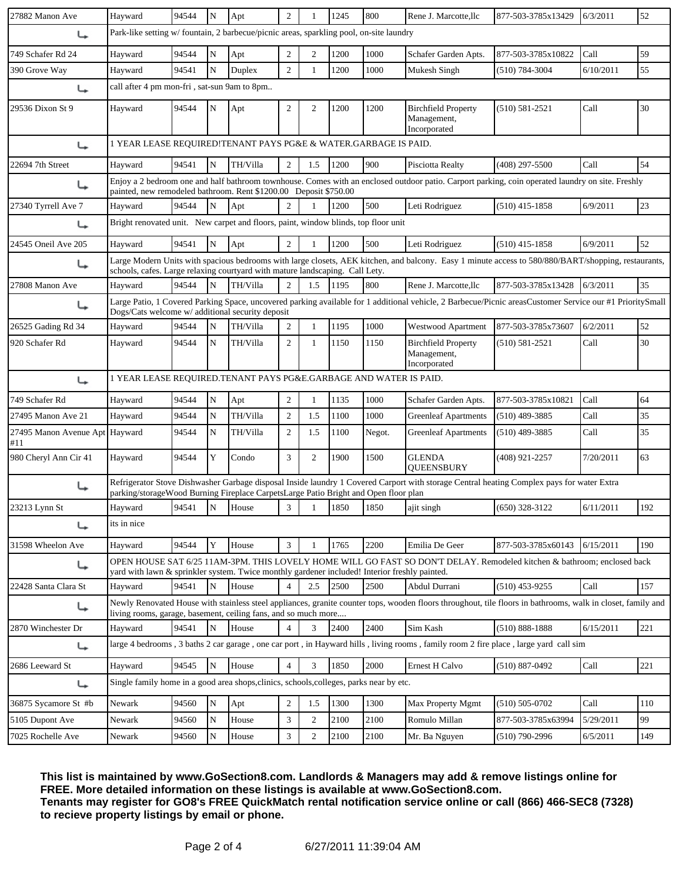| Address | City | Zip | | Type | Beds | Baths | Rent | Deposit | Contact | Phone | Available | |
|---|---|---|---|---|---|---|---|---|---|---|---|---|
| 27882 Manon Ave | Hayward | 94544 | N | Apt | 2 | 1 | 1245 | 800 | Rene J. Marcotte,llc | 877-503-3785x13429 | 6/3/2011 | 52 |
| ↳ | Park-like setting w/ fountain, 2 barbecue/picnic areas, sparkling pool, on-site laundry | | | | | | | | | | | |
| 749 Schafer Rd 24 | Hayward | 94544 | N | Apt | 2 | 2 | 1200 | 1000 | Schafer Garden Apts. | 877-503-3785x10822 | Call | 59 |
| 390 Grove Way | Hayward | 94541 | N | Duplex | 2 | 1 | 1200 | 1000 | Mukesh Singh | (510) 784-3004 | 6/10/2011 | 55 |
| ↳ | call after 4 pm mon-fri , sat-sun 9am to 8pm.. | | | | | | | | | | | |
| 29536 Dixon St 9 | Hayward | 94544 | N | Apt | 2 | 2 | 1200 | 1200 | Birchfield Property Management, Incorporated | (510) 581-2521 | Call | 30 |
| ↳ | 1 YEAR LEASE REQUIRED!TENANT PAYS PG&E & WATER.GARBAGE IS PAID. | | | | | | | | | | | |
| 22694 7th Street | Hayward | 94541 | N | TH/Villa | 2 | 1.5 | 1200 | 900 | Pisciotta Realty | (408) 297-5500 | Call | 54 |
| ↳ | Enjoy a 2 bedroom one and half bathroom townhouse. Comes with an enclosed outdoor patio. Carport parking, coin operated laundry on site. Freshly painted, new remodeled bathroom. Rent $1200.00 Deposit $750.00 | | | | | | | | | | | |
| 27340 Tyrrell Ave 7 | Hayward | 94544 | N | Apt | 2 | 1 | 1200 | 500 | Leti Rodriguez | (510) 415-1858 | 6/9/2011 | 23 |
| ↳ | Bright renovated unit. New carpet and floors, paint, window blinds, top floor unit | | | | | | | | | | | |
| 24545 Oneil Ave 205 | Hayward | 94541 | N | Apt | 2 | 1 | 1200 | 500 | Leti Rodriguez | (510) 415-1858 | 6/9/2011 | 52 |
| ↳ | Large Modern Units with spacious bedrooms with large closets, AEK kitchen, and balcony. Easy 1 minute access to 580/880/BART/shopping, restaurants, schools, cafes. Large relaxing courtyard with mature landscaping. Call Lety. | | | | | | | | | | | |
| 27808 Manon Ave | Hayward | 94544 | N | TH/Villa | 2 | 1.5 | 1195 | 800 | Rene J. Marcotte,llc | 877-503-3785x13428 | 6/3/2011 | 35 |
| ↳ | Large Patio, 1 Covered Parking Space, uncovered parking available for 1 additional vehicle, 2 Barbecue/Picnic areasCustomer Service our #1 PrioritySmall Dogs/Cats welcome w/ additional security deposit | | | | | | | | | | | |
| 26525 Gading Rd 34 | Hayward | 94544 | N | TH/Villa | 2 | 1 | 1195 | 1000 | Westwood Apartment | 877-503-3785x73607 | 6/2/2011 | 52 |
| 920 Schafer Rd | Hayward | 94544 | N | TH/Villa | 2 | 1 | 1150 | 1150 | Birchfield Property Management, Incorporated | (510) 581-2521 | Call | 30 |
| ↳ | 1 YEAR LEASE REQUIRED.TENANT PAYS PG&E.GARBAGE AND WATER IS PAID. | | | | | | | | | | | |
| 749 Schafer Rd | Hayward | 94544 | N | Apt | 2 | 1 | 1135 | 1000 | Schafer Garden Apts. | 877-503-3785x10821 | Call | 64 |
| 27495 Manon Ave 21 | Hayward | 94544 | N | TH/Villa | 2 | 1.5 | 1100 | 1000 | Greenleaf Apartments | (510) 489-3885 | Call | 35 |
| 27495 Manon Avenue Apt #11 | Hayward | 94544 | N | TH/Villa | 2 | 1.5 | 1100 | Negot. | Greenleaf Apartments | (510) 489-3885 | Call | 35 |
| 980 Cheryl Ann Cir 41 | Hayward | 94544 | Y | Condo | 3 | 2 | 1900 | 1500 | GLENDA QUEENSBURY | (408) 921-2257 | 7/20/2011 | 63 |
| ↳ | Refrigerator Stove Dishwasher Garbage disposal Inside laundry 1 Covered Carport with storage Central heating Complex pays for water Extra parking/storageWood Burning Fireplace CarpetsLarge Patio Bright and Open floor plan | | | | | | | | | | | |
| 23213 Lynn St | Hayward | 94541 | N | House | 3 | 1 | 1850 | 1850 | ajit singh | (650) 328-3122 | 6/11/2011 | 192 |
| ↳ | its in nice | | | | | | | | | | | |
| 31598 Wheelon Ave | Hayward | 94544 | Y | House | 3 | 1 | 1765 | 2200 | Emilia De Geer | 877-503-3785x60143 | 6/15/2011 | 190 |
| ↳ | OPEN HOUSE SAT 6/25 11AM-3PM. THIS LOVELY HOME WILL GO FAST SO DON'T DELAY. Remodeled kitchen & bathroom; enclosed back yard with lawn & sprinkler system. Twice monthly gardener included! Interior freshly painted. | | | | | | | | | | | |
| 22428 Santa Clara St | Hayward | 94541 | N | House | 4 | 2.5 | 2500 | 2500 | Abdul Durrani | (510) 453-9255 | Call | 157 |
| ↳ | Newly Renovated House with stainless steel appliances, granite counter tops, wooden floors throughout, tile floors in bathrooms, walk in closet, family and living rooms, garage, basement, ceiling fans, and so much more.... | | | | | | | | | | | |
| 2870 Winchester Dr | Hayward | 94541 | N | House | 4 | 3 | 2400 | 2400 | Sim Kash | (510) 888-1888 | 6/15/2011 | 221 |
| ↳ | large 4 bedrooms , 3 baths 2 car garage , one car port , in Hayward hills , living rooms , family room 2 fire place , large yard call sim | | | | | | | | | | | |
| 2686 Leeward St | Hayward | 94545 | N | House | 4 | 3 | 1850 | 2000 | Ernest H Calvo | (510) 887-0492 | Call | 221 |
| ↳ | Single family home in a good area shops,clinics, schools,colleges, parks near by etc. | | | | | | | | | | | |
| 36875 Sycamore St #b | Newark | 94560 | N | Apt | 2 | 1.5 | 1300 | 1300 | Max Property Mgmt | (510) 505-0702 | Call | 110 |
| 5105 Dupont Ave | Newark | 94560 | N | House | 3 | 2 | 2100 | 2100 | Romulo Millan | 877-503-3785x63994 | 5/29/2011 | 99 |
| 7025 Rochelle Ave | Newark | 94560 | N | House | 3 | 2 | 2100 | 2100 | Mr. Ba Nguyen | (510) 790-2996 | 6/5/2011 | 149 |

**This list is maintained by www.GoSection8.com. Landlords & Managers may add & remove listings online for FREE. More detailed information on these listings is available at www.GoSection8.com.**
**Tenants may register for GO8's FREE QuickMatch rental notification service online or call (866) 466-SEC8 (7328) to recieve property listings by email or phone.**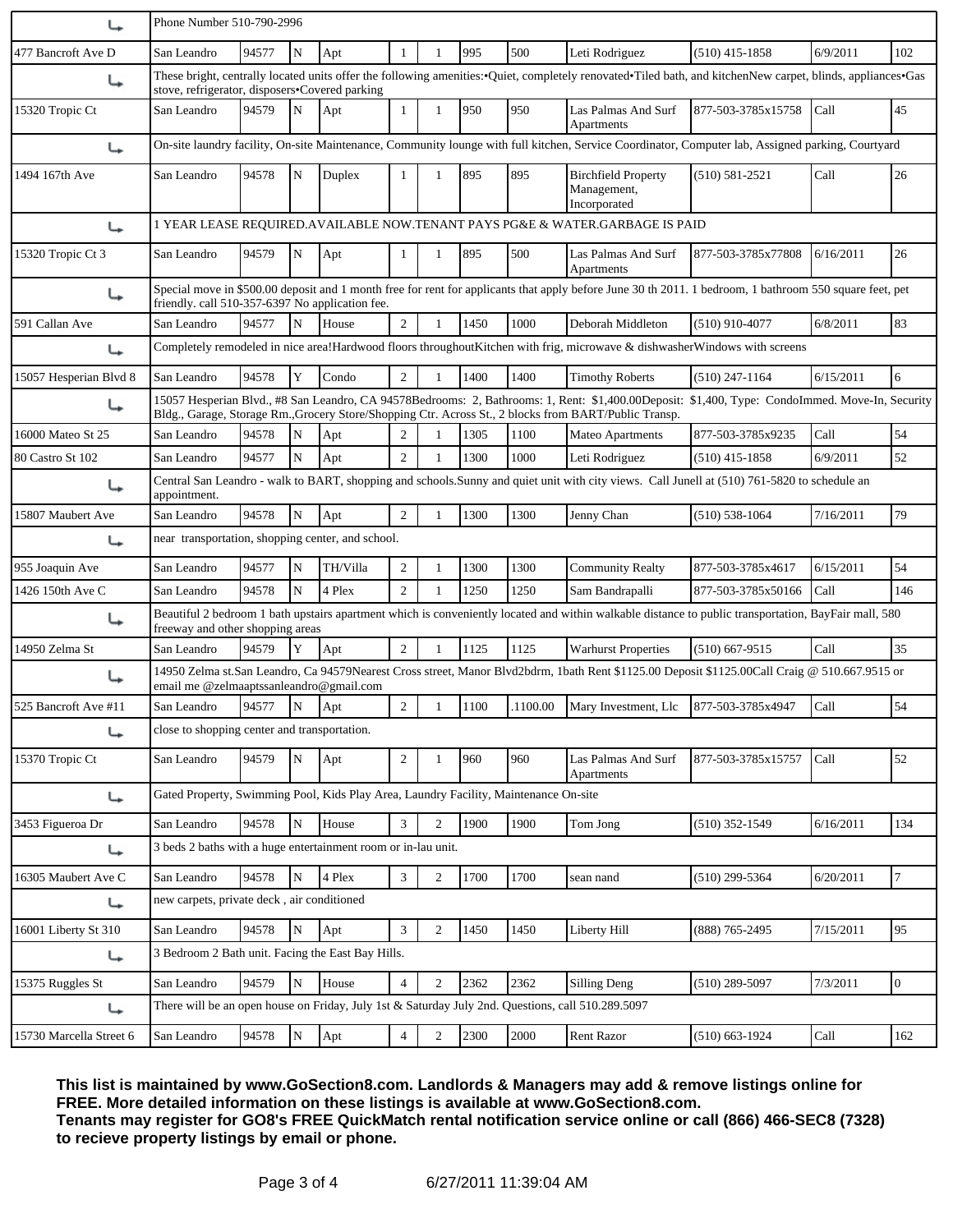| | | | | | | | | | | | | |
|---|---|---|---|---|---|---|---|---|---|---|---|---|
| ↳ | Phone Number 510-790-2996 | | | | | | | | | | | |
| 477 Bancroft Ave D | San Leandro | 94577 | N | Apt | 1 | 1 | 995 | 500 | Leti Rodriguez | (510) 415-1858 | 6/9/2011 | 102 |
| ↳ | These bright, centrally located units offer the following amenities:•Quiet, completely renovated•Tiled bath, and kitchenNew carpet, blinds, appliances•Gas stove, refrigerator, disposers•Covered parking | | | | | | | | | | | |
| 15320 Tropic Ct | San Leandro | 94579 | N | Apt | 1 | 1 | 950 | 950 | Las Palmas And Surf Apartments | 877-503-3785x15758 | Call | 45 |
| ↳ | On-site laundry facility, On-site Maintenance, Community lounge with full kitchen, Service Coordinator, Computer lab, Assigned parking, Courtyard | | | | | | | | | | | |
| 1494 167th Ave | San Leandro | 94578 | N | Duplex | 1 | 1 | 895 | 895 | Birchfield Property Management, Incorporated | (510) 581-2521 | Call | 26 |
| ↳ | 1 YEAR LEASE REQUIRED.AVAILABLE NOW.TENANT PAYS PG&E & WATER.GARBAGE IS PAID | | | | | | | | | | | |
| 15320 Tropic Ct 3 | San Leandro | 94579 | N | Apt | 1 | 1 | 895 | 500 | Las Palmas And Surf Apartments | 877-503-3785x77808 | 6/16/2011 | 26 |
| ↳ | Special move in $500.00 deposit and 1 month free for rent for applicants that apply before June 30 th 2011. 1 bedroom, 1 bathroom 550 square feet, pet friendly. call 510-357-6397 No application fee. | | | | | | | | | | | |
| 591 Callan Ave | San Leandro | 94577 | N | House | 2 | 1 | 1450 | 1000 | Deborah Middleton | (510) 910-4077 | 6/8/2011 | 83 |
| ↳ | Completely remodeled in nice area!Hardwood floors throughoutKitchen with frig, microwave & dishwasherWindows with screens | | | | | | | | | | | |
| 15057 Hesperian Blvd 8 | San Leandro | 94578 | Y | Condo | 2 | 1 | 1400 | 1400 | Timothy Roberts | (510) 247-1164 | 6/15/2011 | 6 |
| ↳ | 15057 Hesperian Blvd., #8 San Leandro, CA 94578Bedrooms: 2, Bathrooms: 1, Rent: $1,400.00Deposit: $1,400, Type: CondoImmed. Move-In, Security Bldg., Garage, Storage Rm.,Grocery Store/Shopping Ctr. Across St., 2 blocks from BART/Public Transp. | | | | | | | | | | | |
| 16000 Mateo St 25 | San Leandro | 94578 | N | Apt | 2 | 1 | 1305 | 1100 | Mateo Apartments | 877-503-3785x9235 | Call | 54 |
| 80 Castro St 102 | San Leandro | 94577 | N | Apt | 2 | 1 | 1300 | 1000 | Leti Rodriguez | (510) 415-1858 | 6/9/2011 | 52 |
| ↳ | Central San Leandro - walk to BART, shopping and schools.Sunny and quiet unit with city views. Call Junell at (510) 761-5820 to schedule an appointment. | | | | | | | | | | | |
| 15807 Maubert Ave | San Leandro | 94578 | N | Apt | 2 | 1 | 1300 | 1300 | Jenny Chan | (510) 538-1064 | 7/16/2011 | 79 |
| ↳ | near transportation, shopping center, and school. | | | | | | | | | | | |
| 955 Joaquin Ave | San Leandro | 94577 | N | TH/Villa | 2 | 1 | 1300 | 1300 | Community Realty | 877-503-3785x4617 | 6/15/2011 | 54 |
| 1426 150th Ave C | San Leandro | 94578 | N | 4 Plex | 2 | 1 | 1250 | 1250 | Sam Bandrapalli | 877-503-3785x50166 | Call | 146 |
| ↳ | Beautiful 2 bedroom 1 bath upstairs apartment which is conveniently located and within walkable distance to public transportation, BayFair mall, 580 freeway and other shopping areas | | | | | | | | | | | |
| 14950 Zelma St | San Leandro | 94579 | Y | Apt | 2 | 1 | 1125 | 1125 | Warhurst Properties | (510) 667-9515 | Call | 35 |
| ↳ | 14950 Zelma st.San Leandro, Ca 94579Nearest Cross street, Manor Blvd2bdrm, 1bath Rent $1125.00 Deposit $1125.00Call Craig @ 510.667.9515 or email me @zelmaaptssanleandro@gmail.com | | | | | | | | | | | |
| 525 Bancroft Ave #11 | San Leandro | 94577 | N | Apt | 2 | 1 | 1100 | .1100.00 | Mary Investment, Llc | 877-503-3785x4947 | Call | 54 |
| ↳ | close to shopping center and transportation. | | | | | | | | | | | |
| 15370 Tropic Ct | San Leandro | 94579 | N | Apt | 2 | 1 | 960 | 960 | Las Palmas And Surf Apartments | 877-503-3785x15757 | Call | 52 |
| ↳ | Gated Property, Swimming Pool, Kids Play Area, Laundry Facility, Maintenance On-site | | | | | | | | | | | |
| 3453 Figueroa Dr | San Leandro | 94578 | N | House | 3 | 2 | 1900 | 1900 | Tom Jong | (510) 352-1549 | 6/16/2011 | 134 |
| ↳ | 3 beds 2 baths with a huge entertainment room or in-lau unit. | | | | | | | | | | | |
| 16305 Maubert Ave C | San Leandro | 94578 | N | 4 Plex | 3 | 2 | 1700 | 1700 | sean nand | (510) 299-5364 | 6/20/2011 | 7 |
| ↳ | new carpets, private deck , air conditioned | | | | | | | | | | | |
| 16001 Liberty St 310 | San Leandro | 94578 | N | Apt | 3 | 2 | 1450 | 1450 | Liberty Hill | (888) 765-2495 | 7/15/2011 | 95 |
| ↳ | 3 Bedroom 2 Bath unit. Facing the East Bay Hills. | | | | | | | | | | | |
| 15375 Ruggles St | San Leandro | 94579 | N | House | 4 | 2 | 2362 | 2362 | Silling Deng | (510) 289-5097 | 7/3/2011 | 0 |
| ↳ | There will be an open house on Friday, July 1st & Saturday July 2nd. Questions, call 510.289.5097 | | | | | | | | | | | |
| 15730 Marcella Street 6 | San Leandro | 94578 | N | Apt | 4 | 2 | 2300 | 2000 | Rent Razor | (510) 663-1924 | Call | 162 |

**This list is maintained by www.GoSection8.com. Landlords & Managers may add & remove listings online for FREE. More detailed information on these listings is available at www.GoSection8.com.**
**Tenants may register for GO8's FREE QuickMatch rental notification service online or call (866) 466-SEC8 (7328) to recieve property listings by email or phone.**

6/27/2011 11:39:04 AM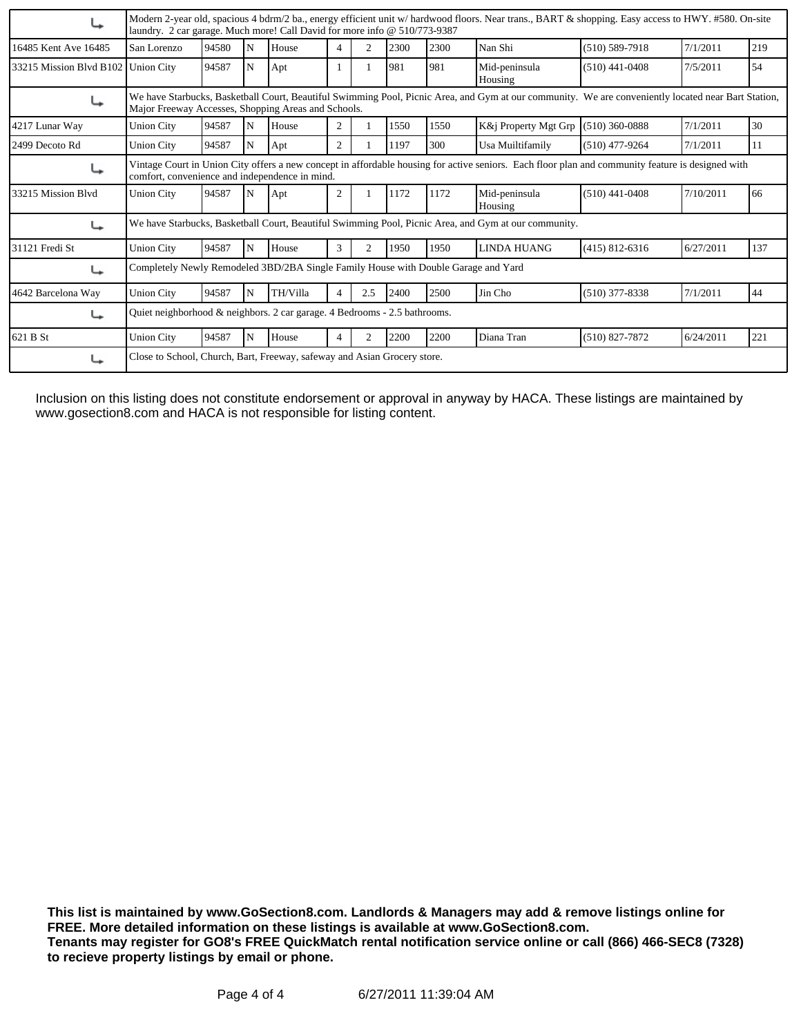| | | | | | | | | | | | | |
|---|---|---|---|---|---|---|---|---|---|---|---|---|
| ↳ | Modern 2-year old, spacious 4 bdrm/2 ba., energy efficient unit w/ hardwood floors. Near trans., BART & shopping. Easy access to HWY. #580. On-site laundry. 2 car garage. Much more! Call David for more info @ 510/773-9387 | | | | | | | | | | | |
| 16485 Kent Ave 16485 | San Lorenzo | 94580 | N | House | 4 | 2 | 2300 | 2300 | Nan Shi | (510) 589-7918 | 7/1/2011 | 219 |
| 33215 Mission Blvd B102 | Union City | 94587 | N | Apt | 1 | 1 | 981 | 981 | Mid-peninsula Housing | (510) 441-0408 | 7/5/2011 | 54 |
| ↳ | We have Starbucks, Basketball Court, Beautiful Swimming Pool, Picnic Area, and Gym at our community. We are conveniently located near Bart Station, Major Freeway Accesses, Shopping Areas and Schools. | | | | | | | | | | | |
| 4217 Lunar Way | Union City | 94587 | N | House | 2 | 1 | 1550 | 1550 | K&j Property Mgt Grp | (510) 360-0888 | 7/1/2011 | 30 |
| 2499 Decoto Rd | Union City | 94587 | N | Apt | 2 | 1 | 1197 | 300 | Usa Muiltifamily | (510) 477-9264 | 7/1/2011 | 11 |
| ↳ | Vintage Court in Union City offers a new concept in affordable housing for active seniors. Each floor plan and community feature is designed with comfort, convenience and independence in mind. | | | | | | | | | | | |
| 33215 Mission Blvd | Union City | 94587 | N | Apt | 2 | 1 | 1172 | 1172 | Mid-peninsula Housing | (510) 441-0408 | 7/10/2011 | 66 |
| ↳ | We have Starbucks, Basketball Court, Beautiful Swimming Pool, Picnic Area, and Gym at our community. | | | | | | | | | | | |
| 31121 Fredi St | Union City | 94587 | N | House | 3 | 2 | 1950 | 1950 | LINDA HUANG | (415) 812-6316 | 6/27/2011 | 137 |
| ↳ | Completely Newly Remodeled 3BD/2BA Single Family House with Double Garage and Yard | | | | | | | | | | | |
| 4642 Barcelona Way | Union City | 94587 | N | TH/Villa | 4 | 2.5 | 2400 | 2500 | Jin Cho | (510) 377-8338 | 7/1/2011 | 44 |
| ↳ | Quiet neighborhood & neighbors. 2 car garage. 4 Bedrooms - 2.5 bathrooms. | | | | | | | | | | | |
| 621 B St | Union City | 94587 | N | House | 4 | 2 | 2200 | 2200 | Diana Tran | (510) 827-7872 | 6/24/2011 | 221 |
| ↳ | Close to School, Church, Bart, Freeway, safeway and Asian Grocery store. | | | | | | | | | | | |

Inclusion on this listing does not constitute endorsement or approval in anyway by HACA. These listings are maintained by www.gosection8.com and HACA is not responsible for listing content.

**This list is maintained by www.GoSection8.com. Landlords & Managers may add & remove listings online for FREE. More detailed information on these listings is available at www.GoSection8.com. Tenants may register for GO8's FREE QuickMatch rental notification service online or call (866) 466-SEC8 (7328) to recieve property listings by email or phone.**

6/27/2011 11:39:04 AM